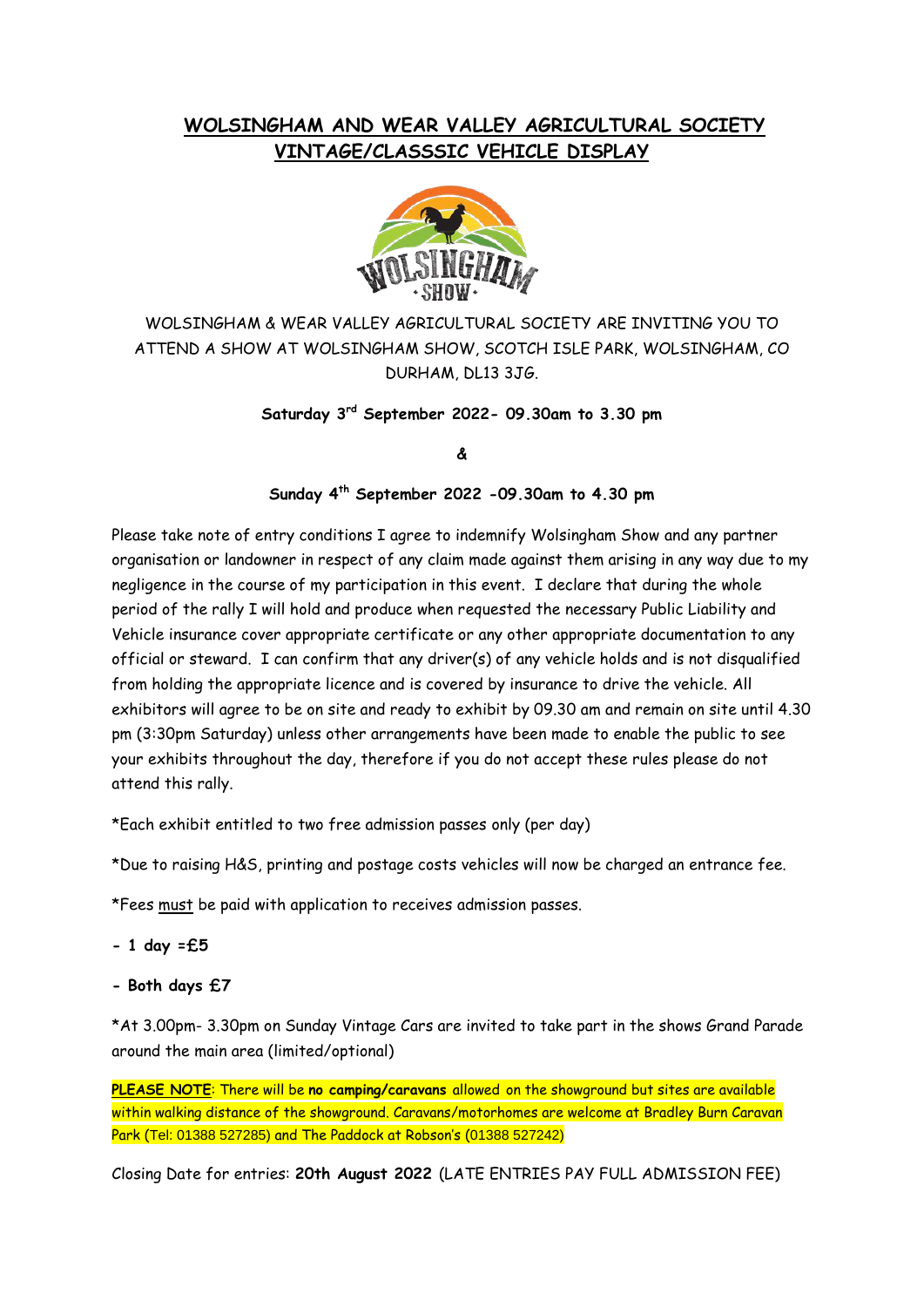# WOLSINGHAM AND WEAR VALLEY AGRICULTURAL SOCIETY VINTAGE/CLASSSIC VEHICLE DISPLAY

WOLSINGHAM & WEAR VALLEY AGRICULTURAL SOCIETY ARE INVITING YOU TO ATTEND A SHOW AT WOLSINGHAM SHOW, SCOTCH ISLE PARK, WOLSINGHAM, CO DURHAM, DL13 3JG.

**Saturday 3rd September 2022- 09.30am to 3.30 pm**

**&**

**Sunday 4th September 2022 -09.30am to 4.30 pm**

Please take note of entry conditions I agree to indemnify Wolsingham Show and any partner organisation or landowner in respect of any claim made against them arising in any way due to my negligence in the course of my participation in this event. I declare that during the whole period of the rally I will hold and produce when requested the necessary Public Liability and Vehicle insurance cover appropriate certificate or any other appropriate documentation to any official or steward. I can confirm that any driver(s) of any vehicle holds and is not disqualified from holding the appropriate licence and is covered by insurance to drive the vehicle. All exhibitors will agree to be on site and ready to exhibit by 09.30 am and remain on site until 4.30 pm (3:30pm Saturday) unless other arrangements have been made to enable the public to see your exhibits throughout the day, therefore if you do not accept these rules please do not attend this rally.

*Each exhibit entitled to two free admission passes only (per day)

*Due to raising H&S, printing and postage costs vehicles will now be charged an entrance fee.

*Fees must be paid with application to receives admission passes.

- **1 day =£5**
- **Both days £7**

*At 3.00pm- 3.30pm on Sunday Vintage Cars are invited to take part in the shows Grand Parade around the main area (limited/optional)

**PLEASE NOTE**: There will be **no camping/caravans** allowed on the showground but sites are available within walking distance of the showground. Caravans/motorhomes are welcome at Bradley Burn Caravan Park (Tel: 01388 527285) and The Paddock at Robson's (01388 527242)

Closing Date for entries: **20th August 2022** (LATE ENTRIES PAY FULL ADMISSION FEE)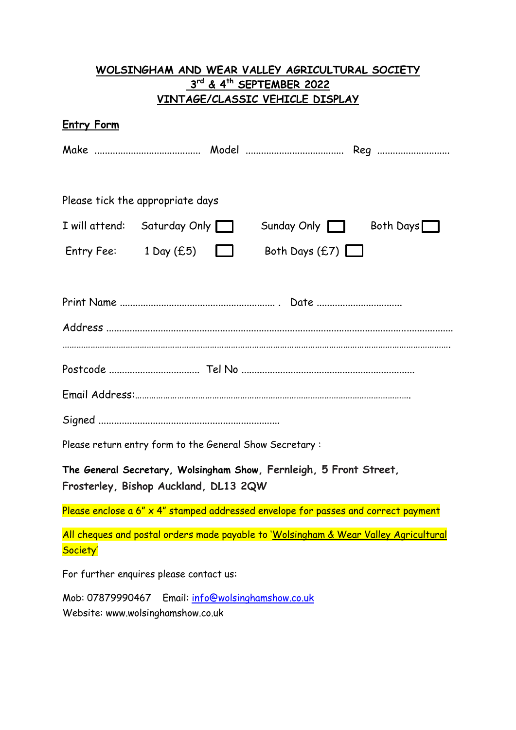# WOLSINGHAM AND WEAR VALLEY AGRICULTURAL SOCIETY

## 3rd & 4th SEPTEMBER 2022

## VINTAGE/CLASSIC VEHICLE DISPLAY

**Entry Form**

Make ........................................ Model .................................... Reg ...........................

Please tick the appropriate days

I will attend: Saturday Only ☐ Sunday Only ☐ Both Days ☐

Entry Fee: 1 Day (£5) ☐ Both Days (£7) ☐

Print Name ........................................................... . Date ................................

Address ..................................................................................................................................

.......................................................................................................................................................

Postcode .................................. Tel No ..................................................................

Email Address:...............................................................................................................

Signed .....................................................................

Please return entry form to the General Show Secretary :

**The General Secretary, Wolsingham Show, Fernleigh, 5 Front Street, Frosterley, Bishop Auckland, DL13 2QW**

Please enclose a 6" x 4" stamped addressed envelope for passes and correct payment

All cheques and postal orders made payable to 'Wolsingham & Wear Valley Agricultural Society'

For further enquires please contact us:

Mob: 07879990467 Email: info@wolsinghamshow.co.uk
Website: www.wolsinghamshow.co.uk